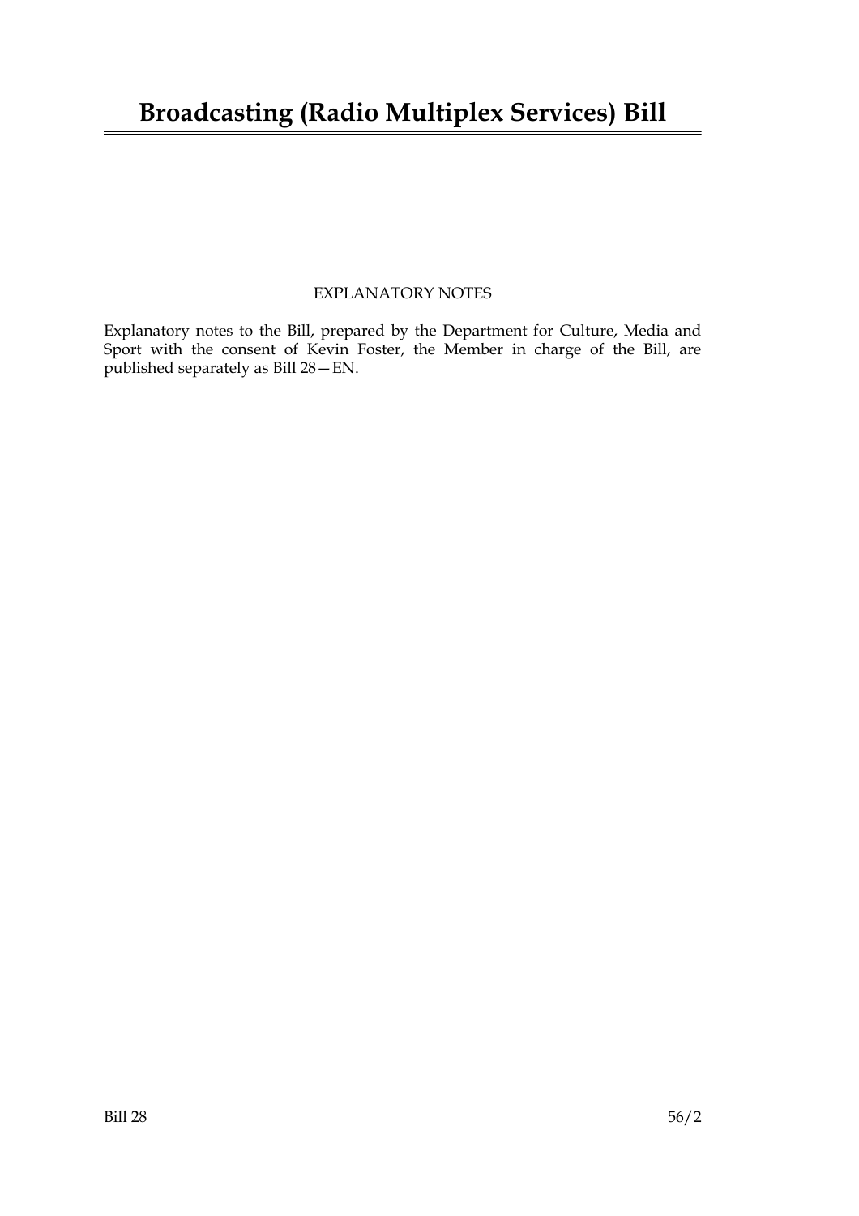# Broadcasting (Radio Multiplex Services) Bill

EXPLANATORY NOTES

Explanatory notes to the Bill, prepared by the Department for Culture, Media and Sport with the consent of Kevin Foster, the Member in charge of the Bill, are published separately as Bill 28—EN.

Bill 28 56/2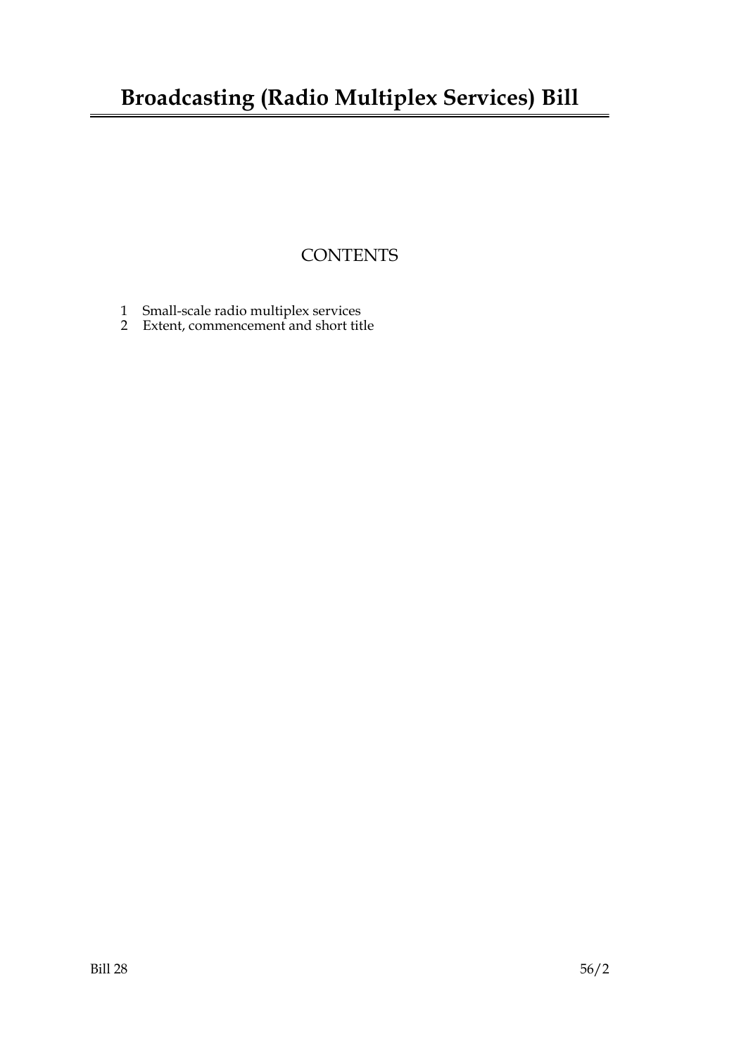# Broadcasting (Radio Multiplex Services) Bill

## CONTENTS

1 Small-scale radio multiplex services
2 Extent, commencement and short title

Bill 28 56/2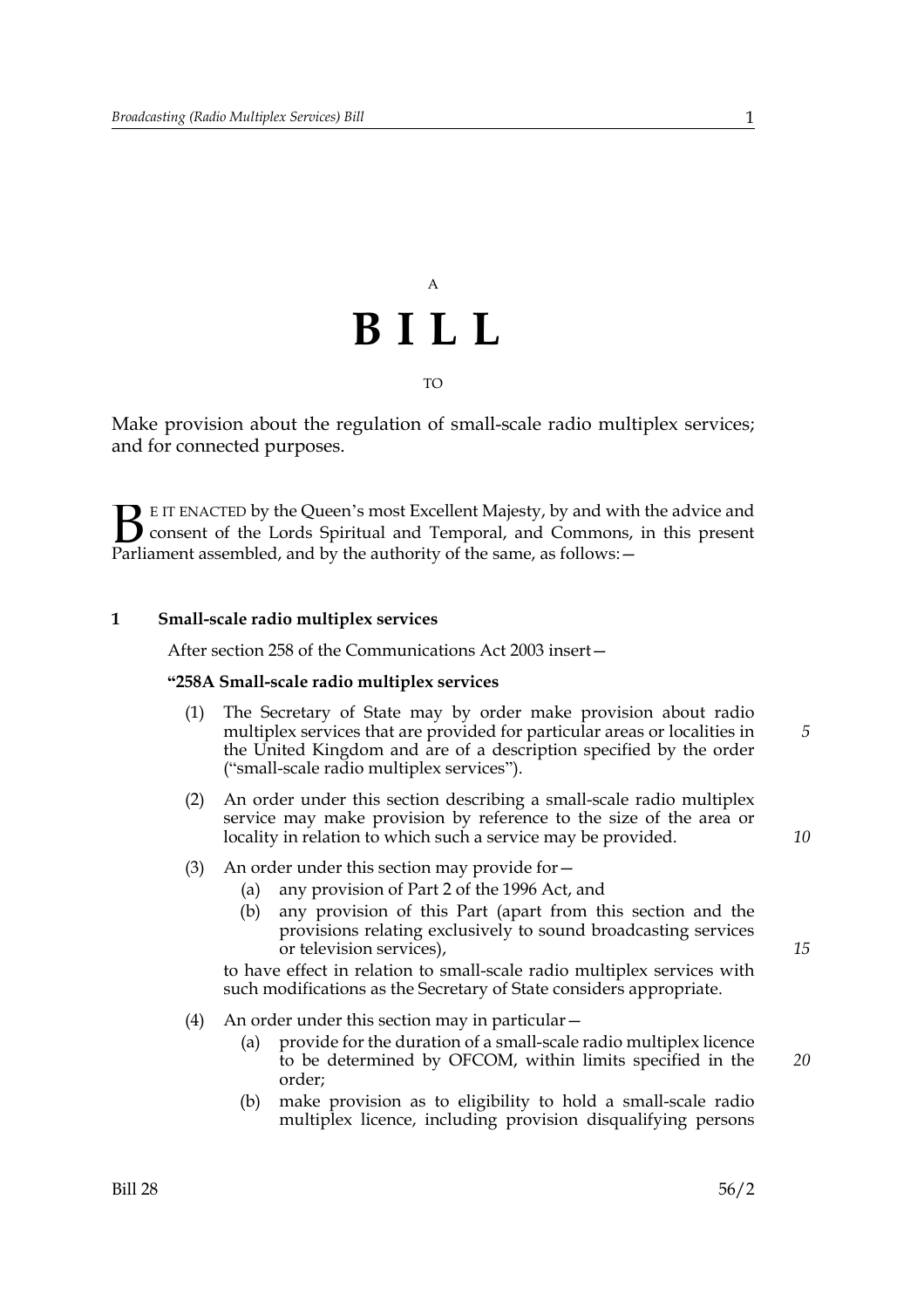A

# B I L L

TO

Make provision about the regulation of small-scale radio multiplex services; and for connected purposes.

BE IT ENACTED by the Queen's most Excellent Majesty, by and with the advice and consent of the Lords Spiritual and Temporal, and Commons, in this present Parliament assembled, and by the authority of the same, as follows:—

### 1 Small-scale radio multiplex services

After section 258 of the Communications Act 2003 insert—

**"258A Small-scale radio multiplex services**

(1) The Secretary of State may by order make provision about radio multiplex services that are provided for particular areas or localities in the United Kingdom and are of a description specified by the order ("small-scale radio multiplex services").

(2) An order under this section describing a small-scale radio multiplex service may make provision by reference to the size of the area or locality in relation to which such a service may be provided.

(3) An order under this section may provide for—

(a) any provision of Part 2 of the 1996 Act, and

(b) any provision of this Part (apart from this section and the provisions relating exclusively to sound broadcasting services or television services),

to have effect in relation to small-scale radio multiplex services with such modifications as the Secretary of State considers appropriate.

(4) An order under this section may in particular—

(a) provide for the duration of a small-scale radio multiplex licence to be determined by OFCOM, within limits specified in the order;

(b) make provision as to eligibility to hold a small-scale radio multiplex licence, including provision disqualifying persons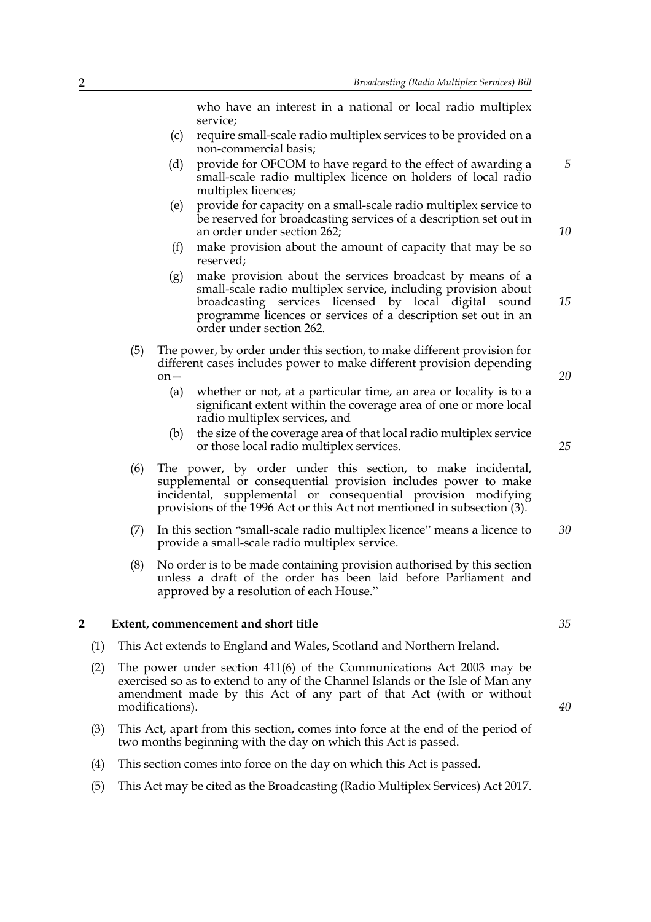who have an interest in a national or local radio multiplex service;

(c) require small-scale radio multiplex services to be provided on a non-commercial basis;

(d) provide for OFCOM to have regard to the effect of awarding a small-scale radio multiplex licence on holders of local radio multiplex licences;

(e) provide for capacity on a small-scale radio multiplex service to be reserved for broadcasting services of a description set out in an order under section 262;

(f) make provision about the amount of capacity that may be so reserved;

(g) make provision about the services broadcast by means of a small-scale radio multiplex service, including provision about broadcasting services licensed by local digital sound programme licences or services of a description set out in an order under section 262.

(5) The power, by order under this section, to make different provision for different cases includes power to make different provision depending on—

(a) whether or not, at a particular time, an area or locality is to a significant extent within the coverage area of one or more local radio multiplex services, and

(b) the size of the coverage area of that local radio multiplex service or those local radio multiplex services.

(6) The power, by order under this section, to make incidental, supplemental or consequential provision includes power to make incidental, supplemental or consequential provision modifying provisions of the 1996 Act or this Act not mentioned in subsection (3).

(7) In this section "small-scale radio multiplex licence" means a licence to provide a small-scale radio multiplex service.

(8) No order is to be made containing provision authorised by this section unless a draft of the order has been laid before Parliament and approved by a resolution of each House."

**2 Extent, commencement and short title**

(1) This Act extends to England and Wales, Scotland and Northern Ireland.

(2) The power under section 411(6) of the Communications Act 2003 may be exercised so as to extend to any of the Channel Islands or the Isle of Man any amendment made by this Act of any part of that Act (with or without modifications).

(3) This Act, apart from this section, comes into force at the end of the period of two months beginning with the day on which this Act is passed.

(4) This section comes into force on the day on which this Act is passed.

(5) This Act may be cited as the Broadcasting (Radio Multiplex Services) Act 2017.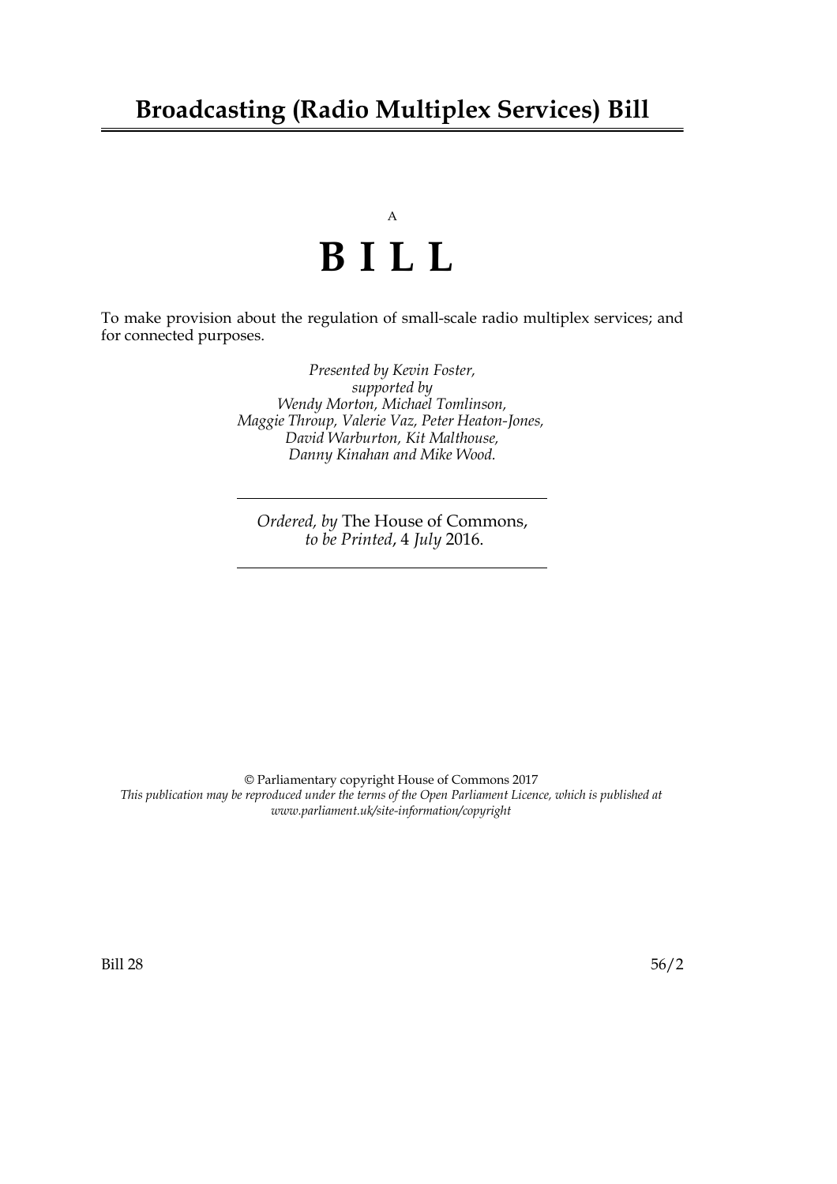# Broadcasting (Radio Multiplex Services) Bill

A

# B I L L

To make provision about the regulation of small-scale radio multiplex services; and for connected purposes.

*Presented by Kevin Foster,*
*supported by*
*Wendy Morton, Michael Tomlinson,*
*Maggie Throup, Valerie Vaz, Peter Heaton-Jones,*
*David Warburton, Kit Malthouse,*
*Danny Kinahan and Mike Wood.*

---

*Ordered, by* The House of Commons,
*to be Printed*, 4 *July* 2016.

---

© Parliamentary copyright House of Commons 2017
*This publication may be reproduced under the terms of the Open Parliament Licence, which is published at www.parliament.uk/site-information/copyright*

Bill 28 56/2